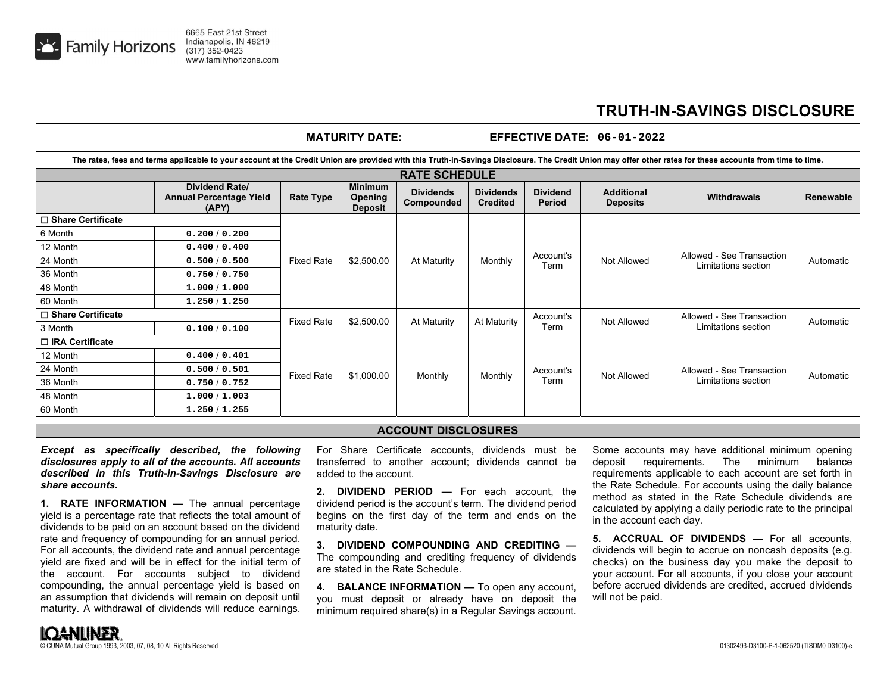Family Horizons
6665 East 21st Street
Indianapolis, IN 46219
(317) 352-0423
www.familyhorizons.com

# TRUTH-IN-SAVINGS DISCLOSURE

**MATURITY DATE:** **EFFECTIVE DATE:** 06-01-2022

The rates, fees and terms applicable to your account at the Credit Union are provided with this Truth-in-Savings Disclosure. The Credit Union may offer other rates for these accounts from time to time.

## RATE SCHEDULE

| | Dividend Rate/ Annual Percentage Yield (APY) | Rate Type | Minimum Opening Deposit | Dividends Compounded | Dividends Credited | Dividend Period | Additional Deposits | Withdrawals | Renewable |
|---|---|---|---|---|---|---|---|---|---|
| ☐ **Share Certificate** | | Fixed Rate | $2,500.00 | At Maturity | Monthly | Account's Term | Not Allowed | Allowed - See Transaction Limitations section | Automatic |
| 6 Month | 0.200 / 0.200 | | | | | | | | |
| 12 Month | 0.400 / 0.400 | | | | | | | | |
| 24 Month | 0.500 / 0.500 | | | | | | | | |
| 36 Month | 0.750 / 0.750 | | | | | | | | |
| 48 Month | 1.000 / 1.000 | | | | | | | | |
| 60 Month | 1.250 / 1.250 | | | | | | | | |
| ☐ **Share Certificate** | | Fixed Rate | $2,500.00 | At Maturity | At Maturity | Account's Term | Not Allowed | Allowed - See Transaction Limitations section | Automatic |
| 3 Month | 0.100 / 0.100 | | | | | | | | |
| ☐ **IRA Certificate** | | Fixed Rate | $1,000.00 | Monthly | Monthly | Account's Term | Not Allowed | Allowed - See Transaction Limitations section | Automatic |
| 12 Month | 0.400 / 0.401 | | | | | | | | |
| 24 Month | 0.500 / 0.501 | | | | | | | | |
| 36 Month | 0.750 / 0.752 | | | | | | | | |
| 48 Month | 1.000 / 1.003 | | | | | | | | |
| 60 Month | 1.250 / 1.255 | | | | | | | | |

## ACCOUNT DISCLOSURES

***Except as specifically described, the following disclosures apply to all of the accounts. All accounts described in this Truth-in-Savings Disclosure are share accounts.***

**1. RATE INFORMATION —** The annual percentage yield is a percentage rate that reflects the total amount of dividends to be paid on an account based on the dividend rate and frequency of compounding for an annual period. For all accounts, the dividend rate and annual percentage yield are fixed and will be in effect for the initial term of the account. For accounts subject to dividend compounding, the annual percentage yield is based on an assumption that dividends will remain on deposit until maturity. A withdrawal of dividends will reduce earnings. For Share Certificate accounts, dividends must be transferred to another account; dividends cannot be added to the account.

**2. DIVIDEND PERIOD —** For each account, the dividend period is the account's term. The dividend period begins on the first day of the term and ends on the maturity date.

**3. DIVIDEND COMPOUNDING AND CREDITING —** The compounding and crediting frequency of dividends are stated in the Rate Schedule.

**4. BALANCE INFORMATION —** To open any account, you must deposit or already have on deposit the minimum required share(s) in a Regular Savings account. Some accounts may have additional minimum opening deposit requirements. The minimum balance requirements applicable to each account are set forth in the Rate Schedule. For accounts using the daily balance method as stated in the Rate Schedule dividends are calculated by applying a daily periodic rate to the principal in the account each day.

**5. ACCRUAL OF DIVIDENDS —** For all accounts, dividends will begin to accrue on noncash deposits (e.g. checks) on the business day you make the deposit to your account. For all accounts, if you close your account before accrued dividends are credited, accrued dividends will not be paid.

LOANLINER
© CUNA Mutual Group 1993, 2003, 07, 08, 10 All Rights Reserved

01302493-D3100-P-1-062520 (TISDM0 D3100)-e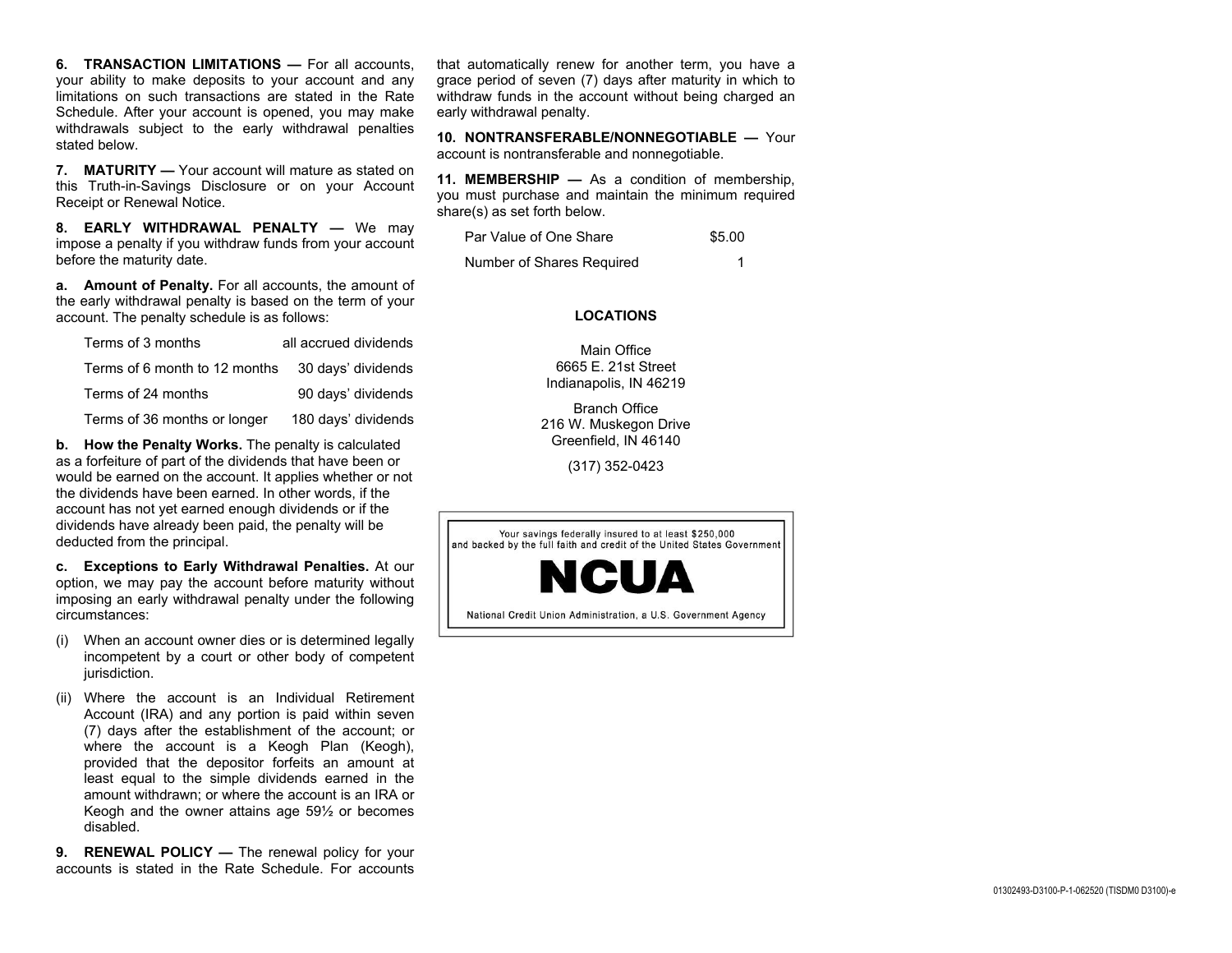**6. TRANSACTION LIMITATIONS —** For all accounts, your ability to make deposits to your account and any limitations on such transactions are stated in the Rate Schedule. After your account is opened, you may make withdrawals subject to the early withdrawal penalties stated below.

**7. MATURITY —** Your account will mature as stated on this Truth-in-Savings Disclosure or on your Account Receipt or Renewal Notice.

**8. EARLY WITHDRAWAL PENALTY —** We may impose a penalty if you withdraw funds from your account before the maturity date.

**a. Amount of Penalty.** For all accounts, the amount of the early withdrawal penalty is based on the term of your account. The penalty schedule is as follows:

| | |
|---|---|
| Terms of 3 months | all accrued dividends |
| Terms of 6 month to 12 months | 30 days' dividends |
| Terms of 24 months | 90 days' dividends |
| Terms of 36 months or longer | 180 days' dividends |

**b. How the Penalty Works.** The penalty is calculated as a forfeiture of part of the dividends that have been or would be earned on the account. It applies whether or not the dividends have been earned. In other words, if the account has not yet earned enough dividends or if the dividends have already been paid, the penalty will be deducted from the principal.

**c. Exceptions to Early Withdrawal Penalties.** At our option, we may pay the account before maturity without imposing an early withdrawal penalty under the following circumstances:

(i) When an account owner dies or is determined legally incompetent by a court or other body of competent jurisdiction.

(ii) Where the account is an Individual Retirement Account (IRA) and any portion is paid within seven (7) days after the establishment of the account; or where the account is a Keogh Plan (Keogh), provided that the depositor forfeits an amount at least equal to the simple dividends earned in the amount withdrawn; or where the account is an IRA or Keogh and the owner attains age 59½ or becomes disabled.

**9. RENEWAL POLICY —** The renewal policy for your accounts is stated in the Rate Schedule. For accounts that automatically renew for another term, you have a grace period of seven (7) days after maturity in which to withdraw funds in the account without being charged an early withdrawal penalty.

**10. NONTRANSFERABLE/NONNEGOTIABLE —** Your account is nontransferable and nonnegotiable.

**11. MEMBERSHIP —** As a condition of membership, you must purchase and maintain the minimum required share(s) as set forth below.

| | |
|---|---|
| Par Value of One Share | $5.00 |
| Number of Shares Required | 1 |

**LOCATIONS**

Main Office
6665 E. 21st Street
Indianapolis, IN 46219

Branch Office
216 W. Muskegon Drive
Greenfield, IN 46140

(317) 352-0423

Your savings federally insured to at least $250,000
and backed by the full faith and credit of the United States Government

**NCUA**

National Credit Union Administration, a U.S. Government Agency

01302493-D3100-P-1-062520 (TISDM0 D3100)-e